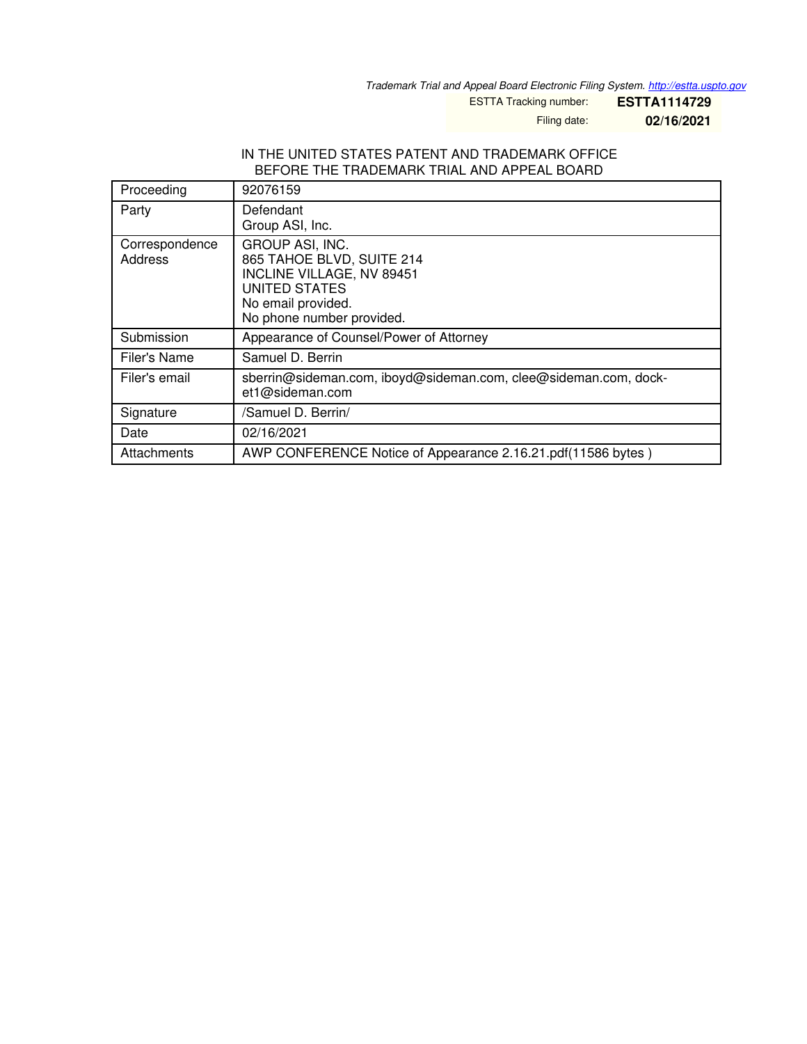*Trademark Trial and Appeal Board Electronic Filing System. http://estta.uspto.gov*

ESTTA Tracking number: **ESTTA1114729**

Filing date: **02/16/2021**

IN THE UNITED STATES PATENT AND TRADEMARK OFFICE
BEFORE THE TRADEMARK TRIAL AND APPEAL BOARD

| | |
|---|---|
| Proceeding | 92076159 |
| Party | Defendant<br>Group ASI, Inc. |
| Correspondence Address | GROUP ASI, INC.<br>865 TAHOE BLVD, SUITE 214<br>INCLINE VILLAGE, NV 89451<br>UNITED STATES<br>No email provided.<br>No phone number provided. |
| Submission | Appearance of Counsel/Power of Attorney |
| Filer's Name | Samuel D. Berrin |
| Filer's email | sberrin@sideman.com, iboyd@sideman.com, clee@sideman.com, docket1@sideman.com |
| Signature | /Samuel D. Berrin/ |
| Date | 02/16/2021 |
| Attachments | AWP CONFERENCE Notice of Appearance 2.16.21.pdf(11586 bytes ) |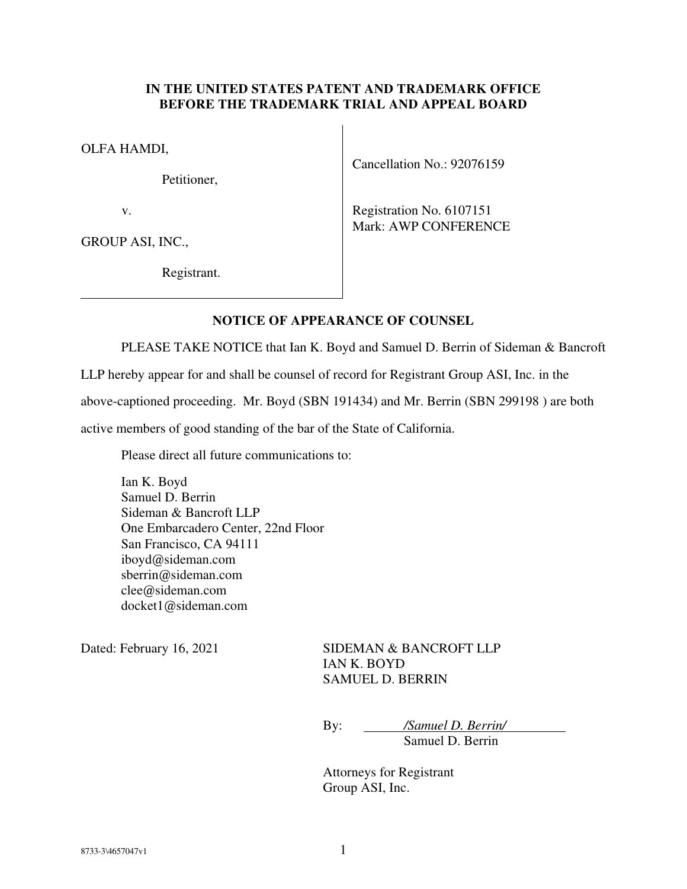**IN THE UNITED STATES PATENT AND TRADEMARK OFFICE**
**BEFORE THE TRADEMARK TRIAL AND APPEAL BOARD**

| | |
|---|---|
| OLFA HAMDI,<br><br>Petitioner,<br><br>v.<br><br>GROUP ASI, INC.,<br><br>Registrant. | Cancellation No.: 92076159<br><br>Registration No. 6107151<br>Mark: AWP CONFERENCE |

**NOTICE OF APPEARANCE OF COUNSEL**

PLEASE TAKE NOTICE that Ian K. Boyd and Samuel D. Berrin of Sideman & Bancroft LLP hereby appear for and shall be counsel of record for Registrant Group ASI, Inc. in the above-captioned proceeding. Mr. Boyd (SBN 191434) and Mr. Berrin (SBN 299198 ) are both active members of good standing of the bar of the State of California.

Please direct all future communications to:

Ian K. Boyd
Samuel D. Berrin
Sideman & Bancroft LLP
One Embarcadero Center, 22nd Floor
San Francisco, CA 94111
iboyd@sideman.com
sberrin@sideman.com
clee@sideman.com
docket1@sideman.com

Dated: February 16, 2021

SIDEMAN & BANCROFT LLP
IAN K. BOYD
SAMUEL D. BERRIN

By: */Samuel D. Berrin/*
Samuel D. Berrin

Attorneys for Registrant
Group ASI, Inc.

8733-3\4657047v1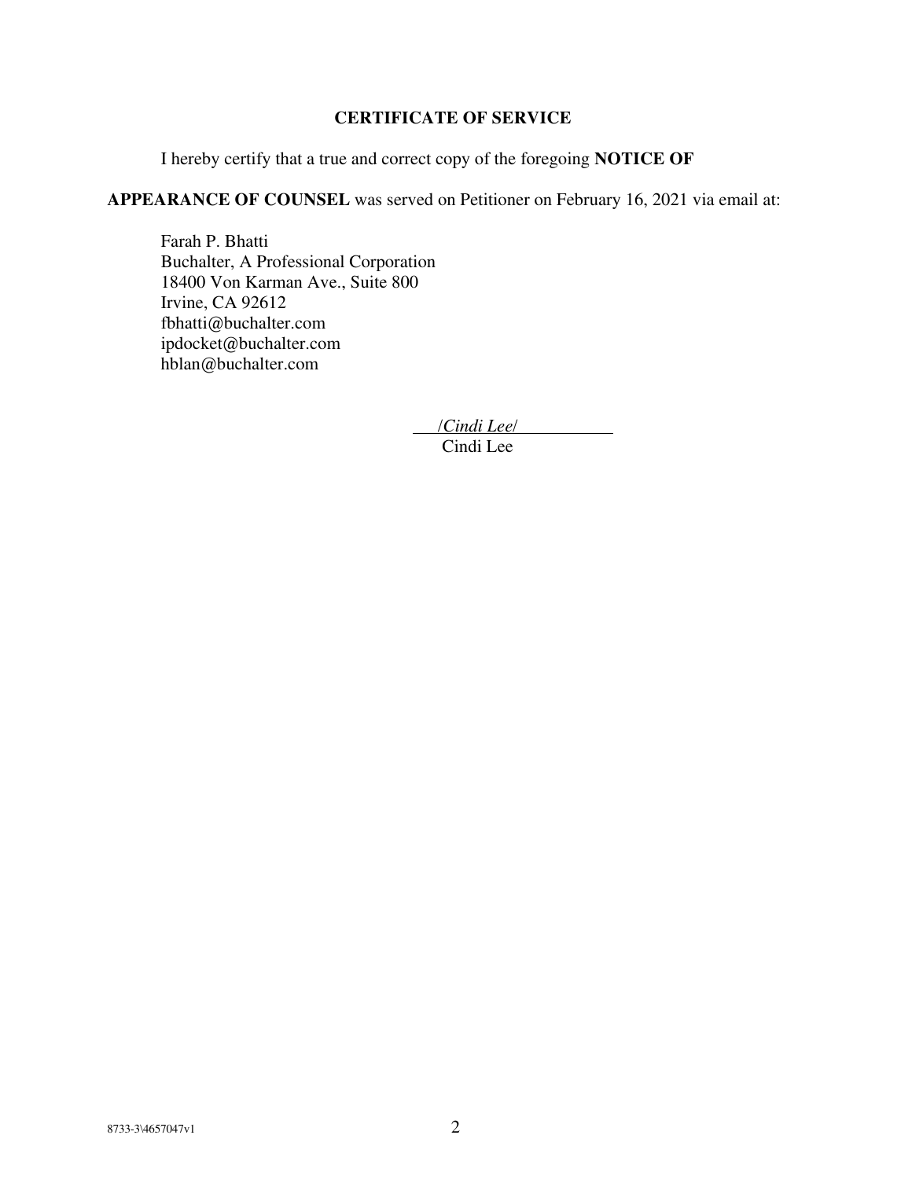## CERTIFICATE OF SERVICE

I hereby certify that a true and correct copy of the foregoing **NOTICE OF APPEARANCE OF COUNSEL** was served on Petitioner on February 16, 2021 via email at:

Farah P. Bhatti
Buchalter, A Professional Corporation
18400 Von Karman Ave., Suite 800
Irvine, CA 92612
fbhatti@buchalter.com
ipdocket@buchalter.com
hblan@buchalter.com

/*Cindi Lee*/
Cindi Lee

8733-3\4657047v1